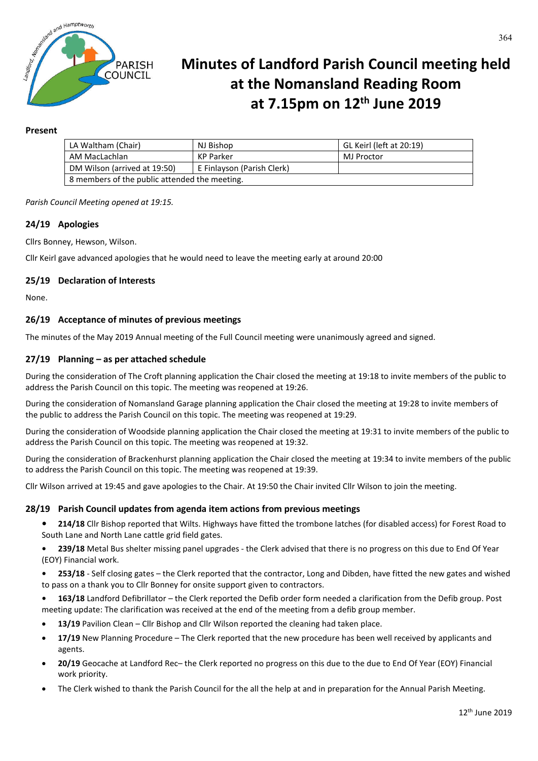# Minutes of Landford Parish Council meeting held at the Nomansland Reading Room at 7.15pm on 12th June 2019

**Present**

| LA Waltham (Chair) | NJ Bishop | GL Keirl (left at 20:19) |
|---|---|---|
| AM MacLachlan | KP Parker | MJ Proctor |
| DM Wilson (arrived at 19:50) | E Finlayson (Parish Clerk) | |
| 8 members of the public attended the meeting. | | |

*Parish Council Meeting opened at 19:15.*

## 24/19 Apologies

Cllrs Bonney, Hewson, Wilson.

Cllr Keirl gave advanced apologies that he would need to leave the meeting early at around 20:00

## 25/19 Declaration of Interests

None.

## 26/19 Acceptance of minutes of previous meetings

The minutes of the May 2019 Annual meeting of the Full Council meeting were unanimously agreed and signed.

## 27/19 Planning – as per attached schedule

During the consideration of The Croft planning application the Chair closed the meeting at 19:18 to invite members of the public to address the Parish Council on this topic. The meeting was reopened at 19:26.

During the consideration of Nomansland Garage planning application the Chair closed the meeting at 19:28 to invite members of the public to address the Parish Council on this topic. The meeting was reopened at 19:29.

During the consideration of Woodside planning application the Chair closed the meeting at 19:31 to invite members of the public to address the Parish Council on this topic. The meeting was reopened at 19:32.

During the consideration of Brackenhurst planning application the Chair closed the meeting at 19:34 to invite members of the public to address the Parish Council on this topic. The meeting was reopened at 19:39.

Cllr Wilson arrived at 19:45 and gave apologies to the Chair. At 19:50 the Chair invited Cllr Wilson to join the meeting.

## 28/19 Parish Council updates from agenda item actions from previous meetings

- **214/18** Cllr Bishop reported that Wilts. Highways have fitted the trombone latches (for disabled access) for Forest Road to South Lane and North Lane cattle grid field gates.
- **239/18** Metal Bus shelter missing panel upgrades - the Clerk advised that there is no progress on this due to End Of Year (EOY) Financial work.
- **253/18** - Self closing gates – the Clerk reported that the contractor, Long and Dibden, have fitted the new gates and wished to pass on a thank you to Cllr Bonney for onsite support given to contractors.
- **163/18** Landford Defibrillator – the Clerk reported the Defib order form needed a clarification from the Defib group. Post meeting update: The clarification was received at the end of the meeting from a defib group member.
- **13/19** Pavilion Clean – Cllr Bishop and Cllr Wilson reported the cleaning had taken place.
- **17/19** New Planning Procedure – The Clerk reported that the new procedure has been well received by applicants and agents.
- **20/19** Geocache at Landford Rec– the Clerk reported no progress on this due to the due to End Of Year (EOY) Financial work priority.
- The Clerk wished to thank the Parish Council for the all the help at and in preparation for the Annual Parish Meeting.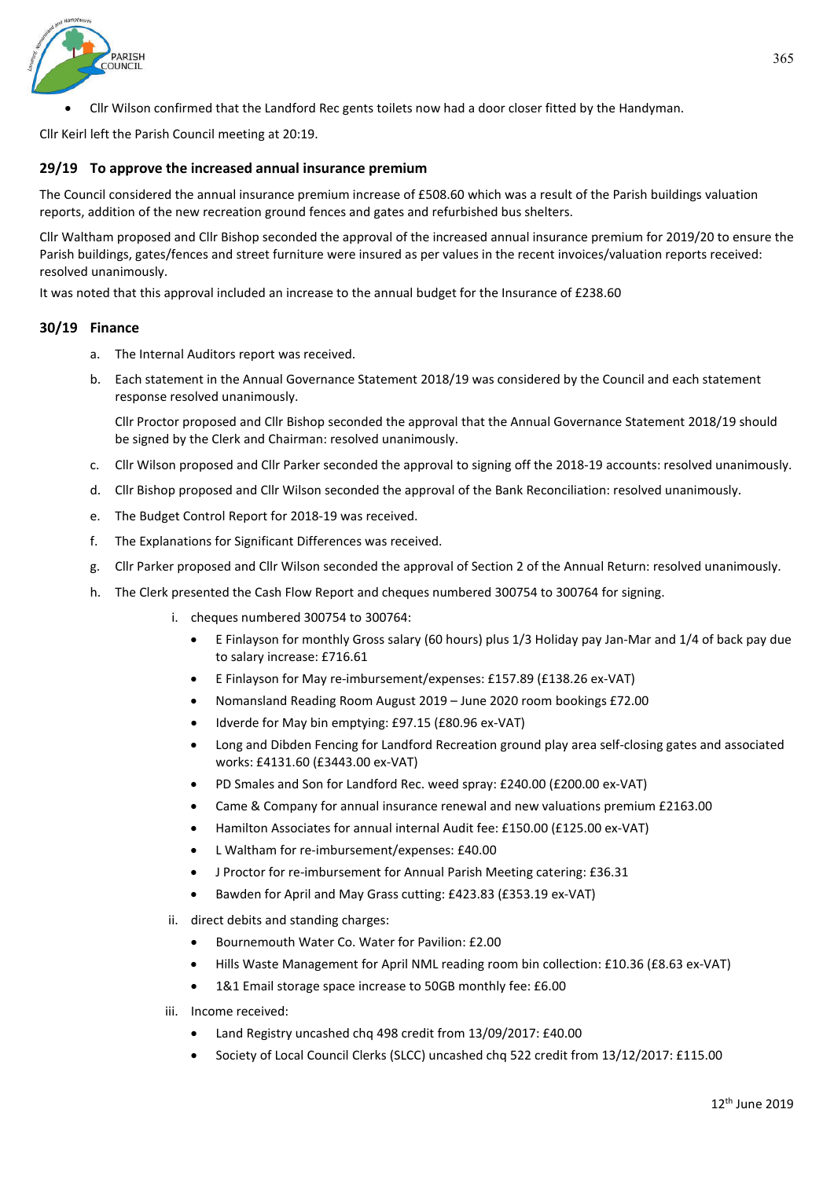- Cllr Wilson confirmed that the Landford Rec gents toilets now had a door closer fitted by the Handyman.

Cllr Keirl left the Parish Council meeting at 20:19.

## 29/19 To approve the increased annual insurance premium

The Council considered the annual insurance premium increase of £508.60 which was a result of the Parish buildings valuation reports, addition of the new recreation ground fences and gates and refurbished bus shelters.

Cllr Waltham proposed and Cllr Bishop seconded the approval of the increased annual insurance premium for 2019/20 to ensure the Parish buildings, gates/fences and street furniture were insured as per values in the recent invoices/valuation reports received: resolved unanimously.

It was noted that this approval included an increase to the annual budget for the Insurance of £238.60

## 30/19 Finance

a. The Internal Auditors report was received.

b. Each statement in the Annual Governance Statement 2018/19 was considered by the Council and each statement response resolved unanimously.

   Cllr Proctor proposed and Cllr Bishop seconded the approval that the Annual Governance Statement 2018/19 should be signed by the Clerk and Chairman: resolved unanimously.

c. Cllr Wilson proposed and Cllr Parker seconded the approval to signing off the 2018-19 accounts: resolved unanimously.

d. Cllr Bishop proposed and Cllr Wilson seconded the approval of the Bank Reconciliation: resolved unanimously.

e. The Budget Control Report for 2018-19 was received.

f. The Explanations for Significant Differences was received.

g. Cllr Parker proposed and Cllr Wilson seconded the approval of Section 2 of the Annual Return: resolved unanimously.

h. The Clerk presented the Cash Flow Report and cheques numbered 300754 to 300764 for signing.

   i. cheques numbered 300754 to 300764:
      - E Finlayson for monthly Gross salary (60 hours) plus 1/3 Holiday pay Jan-Mar and 1/4 of back pay due to salary increase: £716.61
      - E Finlayson for May re-imbursement/expenses: £157.89 (£138.26 ex-VAT)
      - Nomansland Reading Room August 2019 – June 2020 room bookings £72.00
      - Idverde for May bin emptying: £97.15 (£80.96 ex-VAT)
      - Long and Dibden Fencing for Landford Recreation ground play area self-closing gates and associated works: £4131.60 (£3443.00 ex-VAT)
      - PD Smales and Son for Landford Rec. weed spray: £240.00 (£200.00 ex-VAT)
      - Came & Company for annual insurance renewal and new valuations premium £2163.00
      - Hamilton Associates for annual internal Audit fee: £150.00 (£125.00 ex-VAT)
      - L Waltham for re-imbursement/expenses: £40.00
      - J Proctor for re-imbursement for Annual Parish Meeting catering: £36.31
      - Bawden for April and May Grass cutting: £423.83 (£353.19 ex-VAT)

   ii. direct debits and standing charges:
      - Bournemouth Water Co. Water for Pavilion: £2.00
      - Hills Waste Management for April NML reading room bin collection: £10.36 (£8.63 ex-VAT)
      - 1&1 Email storage space increase to 50GB monthly fee: £6.00

   iii. Income received:
      - Land Registry uncashed chq 498 credit from 13/09/2017: £40.00
      - Society of Local Council Clerks (SLCC) uncashed chq 522 credit from 13/12/2017: £115.00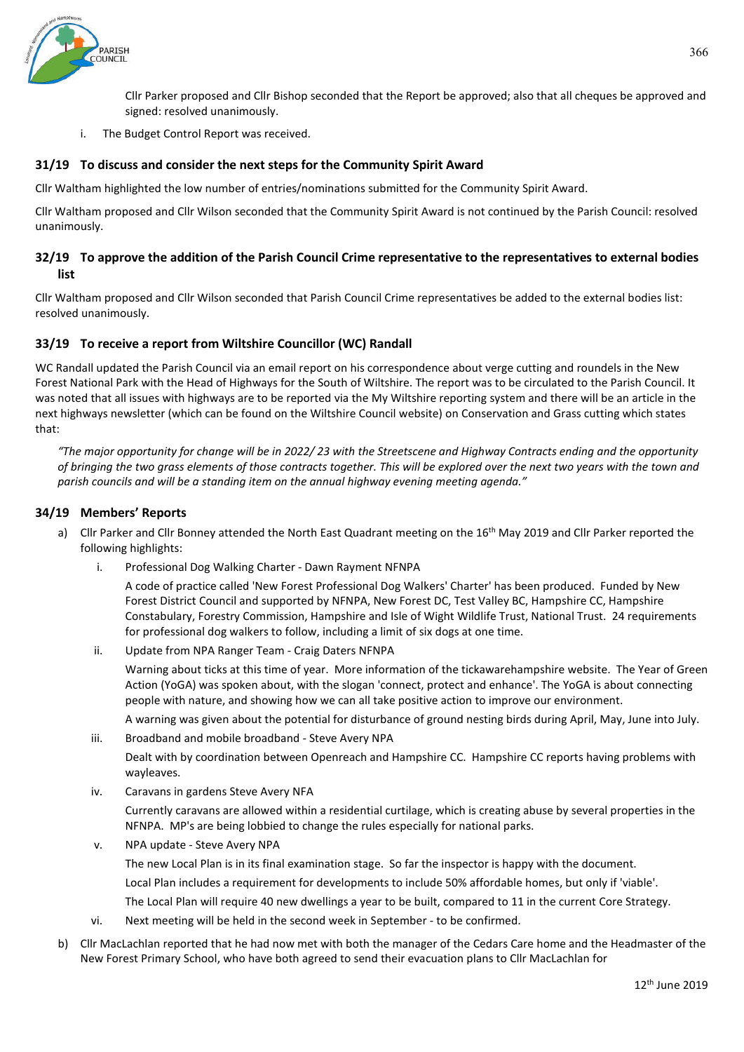Cllr Parker proposed and Cllr Bishop seconded that the Report be approved; also that all cheques be approved and signed: resolved unanimously.

i. The Budget Control Report was received.

### 31/19 To discuss and consider the next steps for the Community Spirit Award

Cllr Waltham highlighted the low number of entries/nominations submitted for the Community Spirit Award.

Cllr Waltham proposed and Cllr Wilson seconded that the Community Spirit Award is not continued by the Parish Council: resolved unanimously.

### 32/19 To approve the addition of the Parish Council Crime representative to the representatives to external bodies list

Cllr Waltham proposed and Cllr Wilson seconded that Parish Council Crime representatives be added to the external bodies list: resolved unanimously.

### 33/19 To receive a report from Wiltshire Councillor (WC) Randall

WC Randall updated the Parish Council via an email report on his correspondence about verge cutting and roundels in the New Forest National Park with the Head of Highways for the South of Wiltshire. The report was to be circulated to the Parish Council. It was noted that all issues with highways are to be reported via the My Wiltshire reporting system and there will be an article in the next highways newsletter (which can be found on the Wiltshire Council website) on Conservation and Grass cutting which states that:

*"The major opportunity for change will be in 2022/ 23 with the Streetscene and Highway Contracts ending and the opportunity of bringing the two grass elements of those contracts together. This will be explored over the next two years with the town and parish councils and will be a standing item on the annual highway evening meeting agenda."*

### 34/19 Members' Reports

a) Cllr Parker and Cllr Bonney attended the North East Quadrant meeting on the 16th May 2019 and Cllr Parker reported the following highlights:

   i. Professional Dog Walking Charter - Dawn Rayment NFNPA

      A code of practice called 'New Forest Professional Dog Walkers' Charter' has been produced. Funded by New Forest District Council and supported by NFNPA, New Forest DC, Test Valley BC, Hampshire CC, Hampshire Constabulary, Forestry Commission, Hampshire and Isle of Wight Wildlife Trust, National Trust. 24 requirements for professional dog walkers to follow, including a limit of six dogs at one time.

   ii. Update from NPA Ranger Team - Craig Daters NFNPA

      Warning about ticks at this time of year. More information of the tickawarehampshire website. The Year of Green Action (YoGA) was spoken about, with the slogan 'connect, protect and enhance'. The YoGA is about connecting people with nature, and showing how we can all take positive action to improve our environment.

      A warning was given about the potential for disturbance of ground nesting birds during April, May, June into July.

   iii. Broadband and mobile broadband - Steve Avery NPA

      Dealt with by coordination between Openreach and Hampshire CC. Hampshire CC reports having problems with wayleaves.

   iv. Caravans in gardens Steve Avery NFA

      Currently caravans are allowed within a residential curtilage, which is creating abuse by several properties in the NFNPA. MP's are being lobbied to change the rules especially for national parks.

   v. NPA update - Steve Avery NPA

      The new Local Plan is in its final examination stage. So far the inspector is happy with the document.

      Local Plan includes a requirement for developments to include 50% affordable homes, but only if 'viable'.

      The Local Plan will require 40 new dwellings a year to be built, compared to 11 in the current Core Strategy.

   vi. Next meeting will be held in the second week in September - to be confirmed.

b) Cllr MacLachlan reported that he had now met with both the manager of the Cedars Care home and the Headmaster of the New Forest Primary School, who have both agreed to send their evacuation plans to Cllr MacLachlan for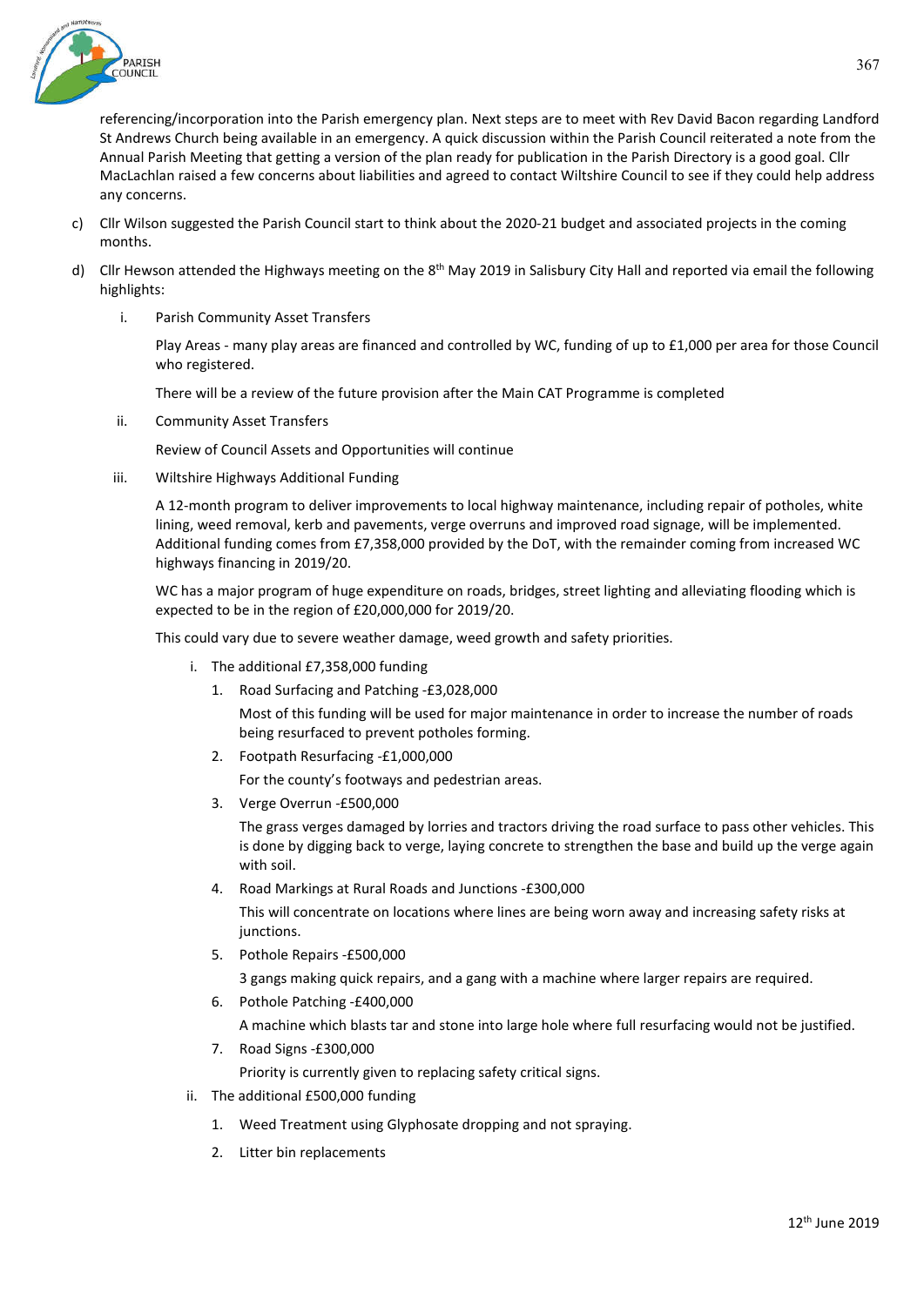referencing/incorporation into the Parish emergency plan. Next steps are to meet with Rev David Bacon regarding Landford St Andrews Church being available in an emergency. A quick discussion within the Parish Council reiterated a note from the Annual Parish Meeting that getting a version of the plan ready for publication in the Parish Directory is a good goal. Cllr MacLachlan raised a few concerns about liabilities and agreed to contact Wiltshire Council to see if they could help address any concerns.

c) Cllr Wilson suggested the Parish Council start to think about the 2020-21 budget and associated projects in the coming months.

d) Cllr Hewson attended the Highways meeting on the 8th May 2019 in Salisbury City Hall and reported via email the following highlights:

   i. Parish Community Asset Transfers

      Play Areas - many play areas are financed and controlled by WC, funding of up to £1,000 per area for those Council who registered.

      There will be a review of the future provision after the Main CAT Programme is completed

   ii. Community Asset Transfers

      Review of Council Assets and Opportunities will continue

   iii. Wiltshire Highways Additional Funding

      A 12-month program to deliver improvements to local highway maintenance, including repair of potholes, white lining, weed removal, kerb and pavements, verge overruns and improved road signage, will be implemented. Additional funding comes from £7,358,000 provided by the DoT, with the remainder coming from increased WC highways financing in 2019/20.

      WC has a major program of huge expenditure on roads, bridges, street lighting and alleviating flooding which is expected to be in the region of £20,000,000 for 2019/20.

      This could vary due to severe weather damage, weed growth and safety priorities.

      i. The additional £7,358,000 funding

         1. Road Surfacing and Patching -£3,028,000

            Most of this funding will be used for major maintenance in order to increase the number of roads being resurfaced to prevent potholes forming.

         2. Footpath Resurfacing -£1,000,000

            For the county's footways and pedestrian areas.

         3. Verge Overrun -£500,000

            The grass verges damaged by lorries and tractors driving the road surface to pass other vehicles. This is done by digging back to verge, laying concrete to strengthen the base and build up the verge again with soil.

         4. Road Markings at Rural Roads and Junctions -£300,000

            This will concentrate on locations where lines are being worn away and increasing safety risks at junctions.

         5. Pothole Repairs -£500,000

            3 gangs making quick repairs, and a gang with a machine where larger repairs are required.

         6. Pothole Patching -£400,000

            A machine which blasts tar and stone into large hole where full resurfacing would not be justified.

         7. Road Signs -£300,000

            Priority is currently given to replacing safety critical signs.

      ii. The additional £500,000 funding

         1. Weed Treatment using Glyphosate dropping and not spraying.

         2. Litter bin replacements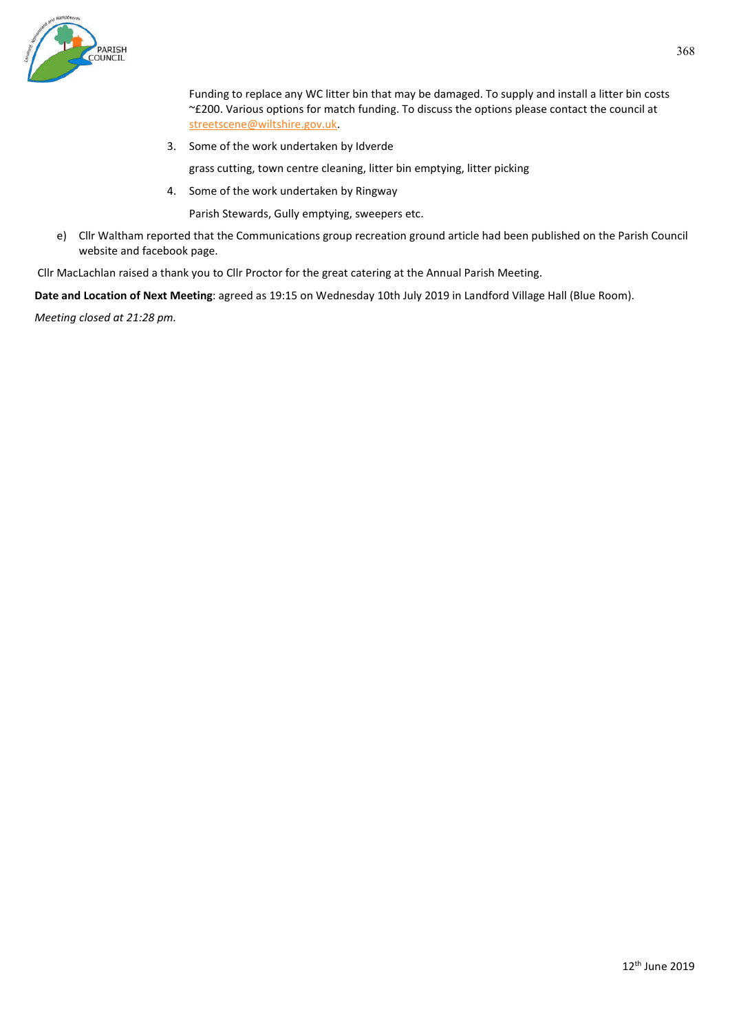Funding to replace any WC litter bin that may be damaged. To supply and install a litter bin costs ~£200. Various options for match funding. To discuss the options please contact the council at streetscene@wiltshire.gov.uk.

3. Some of the work undertaken by Idverde

   grass cutting, town centre cleaning, litter bin emptying, litter picking

4. Some of the work undertaken by Ringway

   Parish Stewards, Gully emptying, sweepers etc.

e) Cllr Waltham reported that the Communications group recreation ground article had been published on the Parish Council website and facebook page.

Cllr MacLachlan raised a thank you to Cllr Proctor for the great catering at the Annual Parish Meeting.

**Date and Location of Next Meeting**: agreed as 19:15 on Wednesday 10th July 2019 in Landford Village Hall (Blue Room).

*Meeting closed at 21:28 pm.*